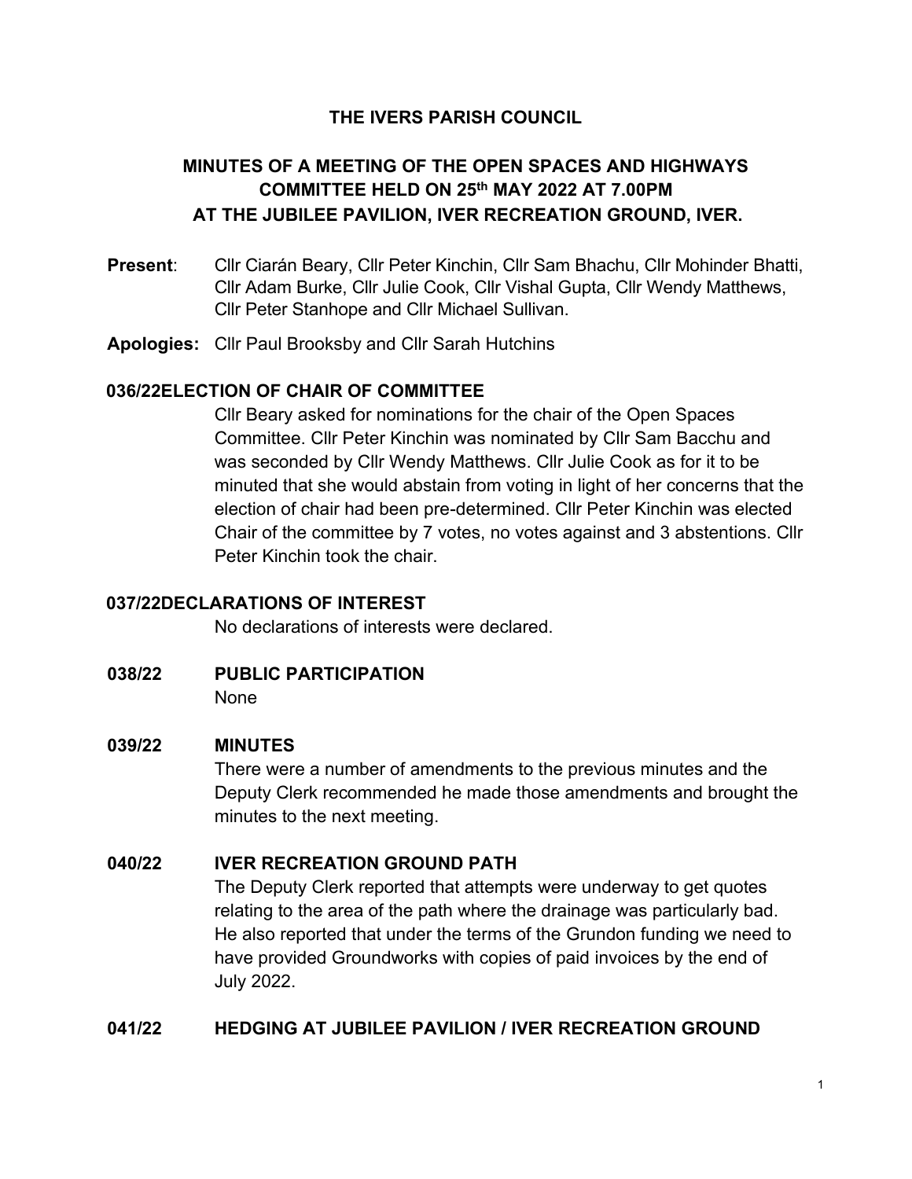# THE IVERS PARISH COUNCIL

## MINUTES OF A MEETING OF THE OPEN SPACES AND HIGHWAYS COMMITTEE HELD ON 25th MAY 2022 AT 7.00PM AT THE JUBILEE PAVILION, IVER RECREATION GROUND, IVER.

**Present**: Cllr Ciarán Beary, Cllr Peter Kinchin, Cllr Sam Bhachu, Cllr Mohinder Bhatti, Cllr Adam Burke, Cllr Julie Cook, Cllr Vishal Gupta, Cllr Wendy Matthews, Cllr Peter Stanhope and Cllr Michael Sullivan.

**Apologies:** Cllr Paul Brooksby and Cllr Sarah Hutchins

**036/22 ELECTION OF CHAIR OF COMMITTEE**

Cllr Beary asked for nominations for the chair of the Open Spaces Committee. Cllr Peter Kinchin was nominated by Cllr Sam Bacchu and was seconded by Cllr Wendy Matthews. Cllr Julie Cook as for it to be minuted that she would abstain from voting in light of her concerns that the election of chair had been pre-determined. Cllr Peter Kinchin was elected Chair of the committee by 7 votes, no votes against and 3 abstentions. Cllr Peter Kinchin took the chair.

**037/22 DECLARATIONS OF INTEREST**

No declarations of interests were declared.

**038/22 PUBLIC PARTICIPATION**

None

**039/22 MINUTES**

There were a number of amendments to the previous minutes and the Deputy Clerk recommended he made those amendments and brought the minutes to the next meeting.

**040/22 IVER RECREATION GROUND PATH**

The Deputy Clerk reported that attempts were underway to get quotes relating to the area of the path where the drainage was particularly bad. He also reported that under the terms of the Grundon funding we need to have provided Groundworks with copies of paid invoices by the end of July 2022.

**041/22 HEDGING AT JUBILEE PAVILION / IVER RECREATION GROUND**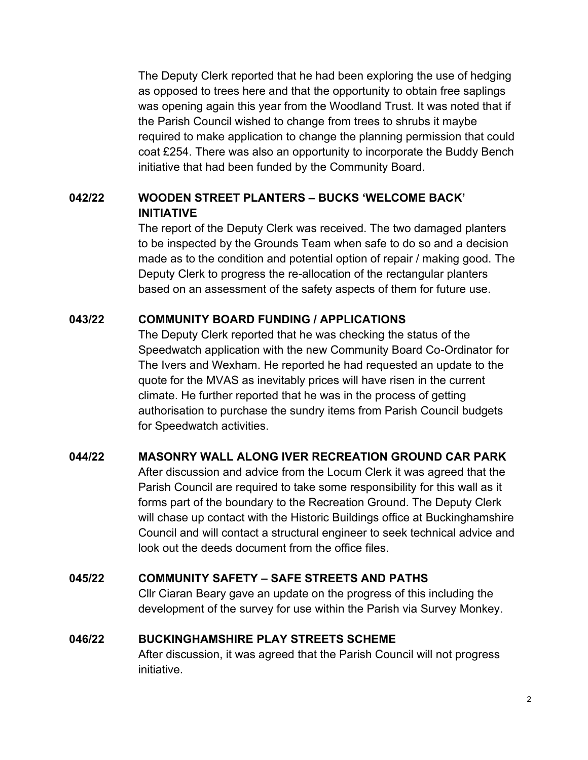The Deputy Clerk reported that he had been exploring the use of hedging as opposed to trees here and that the opportunity to obtain free saplings was opening again this year from the Woodland Trust. It was noted that if the Parish Council wished to change from trees to shrubs it maybe required to make application to change the planning permission that could coat £254. There was also an opportunity to incorporate the Buddy Bench initiative that had been funded by the Community Board.

**042/22 WOODEN STREET PLANTERS – BUCKS 'WELCOME BACK' INITIATIVE**

The report of the Deputy Clerk was received. The two damaged planters to be inspected by the Grounds Team when safe to do so and a decision made as to the condition and potential option of repair / making good. The Deputy Clerk to progress the re-allocation of the rectangular planters based on an assessment of the safety aspects of them for future use.

**043/22 COMMUNITY BOARD FUNDING / APPLICATIONS**

The Deputy Clerk reported that he was checking the status of the Speedwatch application with the new Community Board Co-Ordinator for The Ivers and Wexham. He reported he had requested an update to the quote for the MVAS as inevitably prices will have risen in the current climate. He further reported that he was in the process of getting authorisation to purchase the sundry items from Parish Council budgets for Speedwatch activities.

**044/22 MASONRY WALL ALONG IVER RECREATION GROUND CAR PARK**

After discussion and advice from the Locum Clerk it was agreed that the Parish Council are required to take some responsibility for this wall as it forms part of the boundary to the Recreation Ground. The Deputy Clerk will chase up contact with the Historic Buildings office at Buckinghamshire Council and will contact a structural engineer to seek technical advice and look out the deeds document from the office files.

**045/22 COMMUNITY SAFETY – SAFE STREETS AND PATHS**

Cllr Ciaran Beary gave an update on the progress of this including the development of the survey for use within the Parish via Survey Monkey.

**046/22 BUCKINGHAMSHIRE PLAY STREETS SCHEME**

After discussion, it was agreed that the Parish Council will not progress initiative.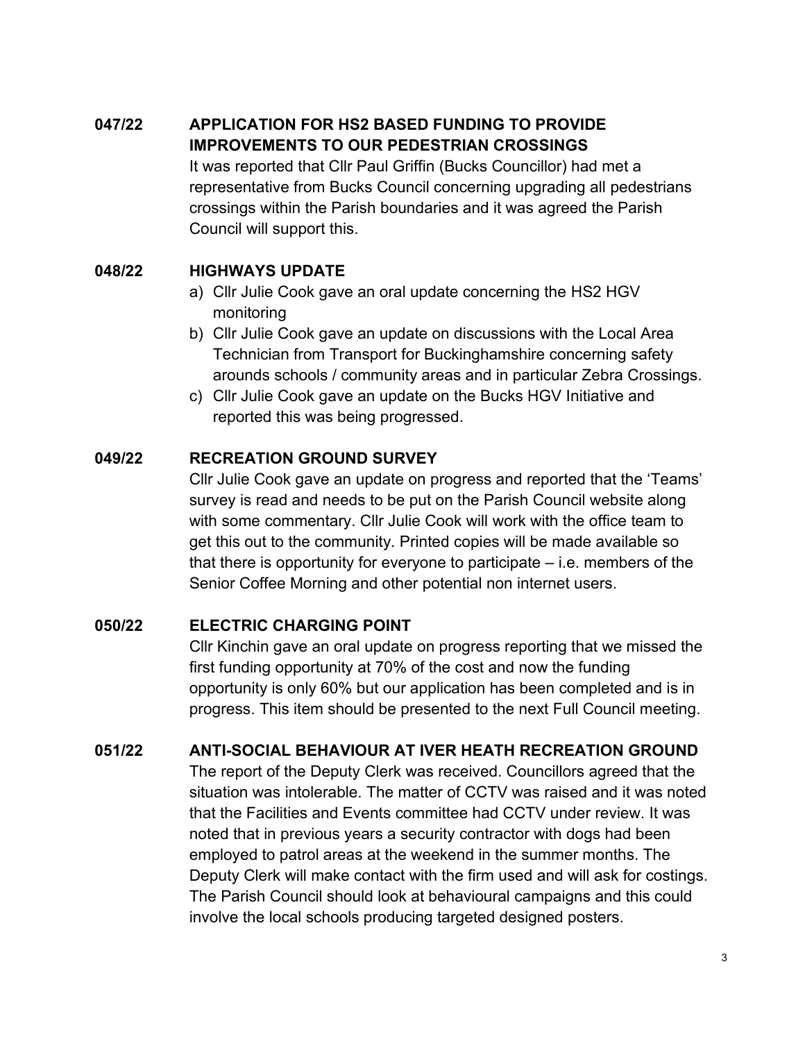**047/22 APPLICATION FOR HS2 BASED FUNDING TO PROVIDE IMPROVEMENTS TO OUR PEDESTRIAN CROSSINGS**

It was reported that Cllr Paul Griffin (Bucks Councillor) had met a representative from Bucks Council concerning upgrading all pedestrians crossings within the Parish boundaries and it was agreed the Parish Council will support this.

**048/22 HIGHWAYS UPDATE**

a) Cllr Julie Cook gave an oral update concerning the HS2 HGV monitoring
b) Cllr Julie Cook gave an update on discussions with the Local Area Technician from Transport for Buckinghamshire concerning safety arounds schools / community areas and in particular Zebra Crossings.
c) Cllr Julie Cook gave an update on the Bucks HGV Initiative and reported this was being progressed.

**049/22 RECREATION GROUND SURVEY**

Cllr Julie Cook gave an update on progress and reported that the 'Teams' survey is read and needs to be put on the Parish Council website along with some commentary. Cllr Julie Cook will work with the office team to get this out to the community. Printed copies will be made available so that there is opportunity for everyone to participate – i.e. members of the Senior Coffee Morning and other potential non internet users.

**050/22 ELECTRIC CHARGING POINT**

Cllr Kinchin gave an oral update on progress reporting that we missed the first funding opportunity at 70% of the cost and now the funding opportunity is only 60% but our application has been completed and is in progress. This item should be presented to the next Full Council meeting.

**051/22 ANTI-SOCIAL BEHAVIOUR AT IVER HEATH RECREATION GROUND**

The report of the Deputy Clerk was received. Councillors agreed that the situation was intolerable. The matter of CCTV was raised and it was noted that the Facilities and Events committee had CCTV under review. It was noted that in previous years a security contractor with dogs had been employed to patrol areas at the weekend in the summer months. The Deputy Clerk will make contact with the firm used and will ask for costings. The Parish Council should look at behavioural campaigns and this could involve the local schools producing targeted designed posters.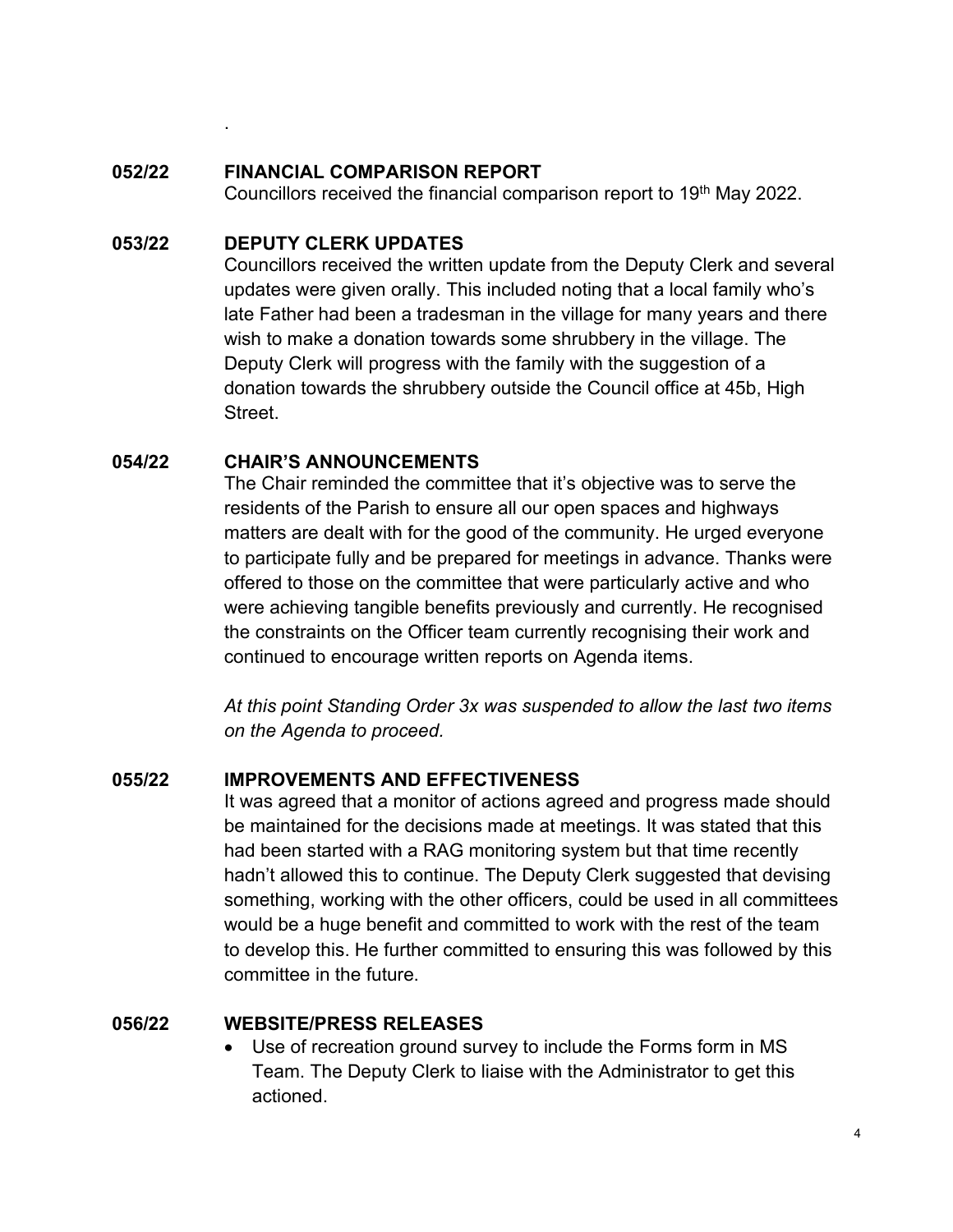.

## 052/22 FINANCIAL COMPARISON REPORT

Councillors received the financial comparison report to 19th May 2022.

## 053/22 DEPUTY CLERK UPDATES

Councillors received the written update from the Deputy Clerk and several updates were given orally. This included noting that a local family who's late Father had been a tradesman in the village for many years and there wish to make a donation towards some shrubbery in the village. The Deputy Clerk will progress with the family with the suggestion of a donation towards the shrubbery outside the Council office at 45b, High Street.

## 054/22 CHAIR'S ANNOUNCEMENTS

The Chair reminded the committee that it's objective was to serve the residents of the Parish to ensure all our open spaces and highways matters are dealt with for the good of the community. He urged everyone to participate fully and be prepared for meetings in advance. Thanks were offered to those on the committee that were particularly active and who were achieving tangible benefits previously and currently. He recognised the constraints on the Officer team currently recognising their work and continued to encourage written reports on Agenda items.

*At this point Standing Order 3x was suspended to allow the last two items on the Agenda to proceed.*

## 055/22 IMPROVEMENTS AND EFFECTIVENESS

It was agreed that a monitor of actions agreed and progress made should be maintained for the decisions made at meetings. It was stated that this had been started with a RAG monitoring system but that time recently hadn't allowed this to continue. The Deputy Clerk suggested that devising something, working with the other officers, could be used in all committees would be a huge benefit and committed to work with the rest of the team to develop this. He further committed to ensuring this was followed by this committee in the future.

## 056/22 WEBSITE/PRESS RELEASES

- Use of recreation ground survey to include the Forms form in MS Team. The Deputy Clerk to liaise with the Administrator to get this actioned.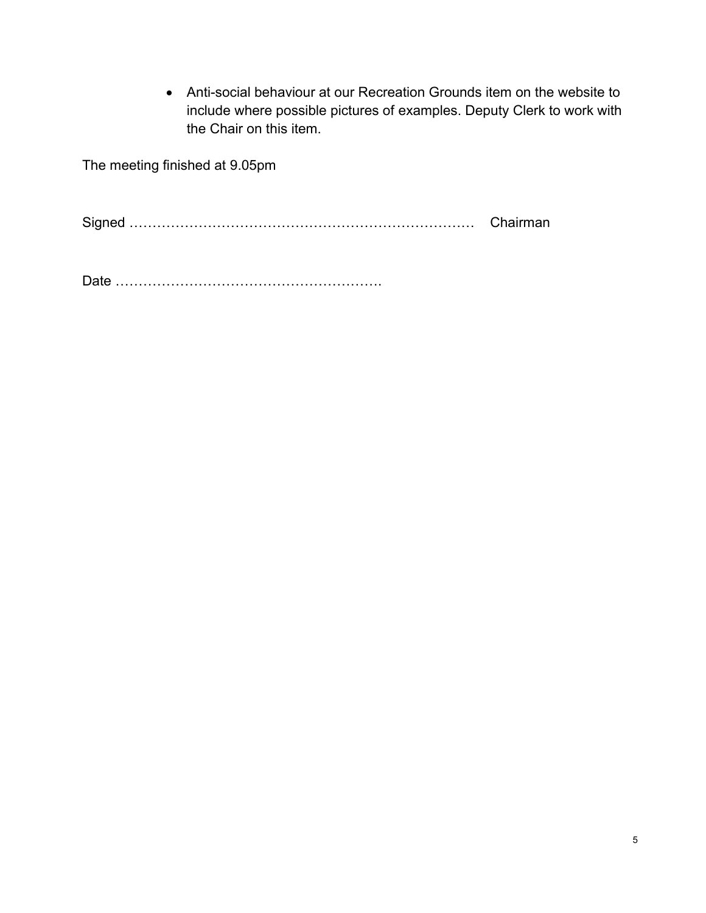- Anti-social behaviour at our Recreation Grounds item on the website to include where possible pictures of examples. Deputy Clerk to work with the Chair on this item.

The meeting finished at 9.05pm

Signed ………………………………………………………………… Chairman

Date ………………………………………………….